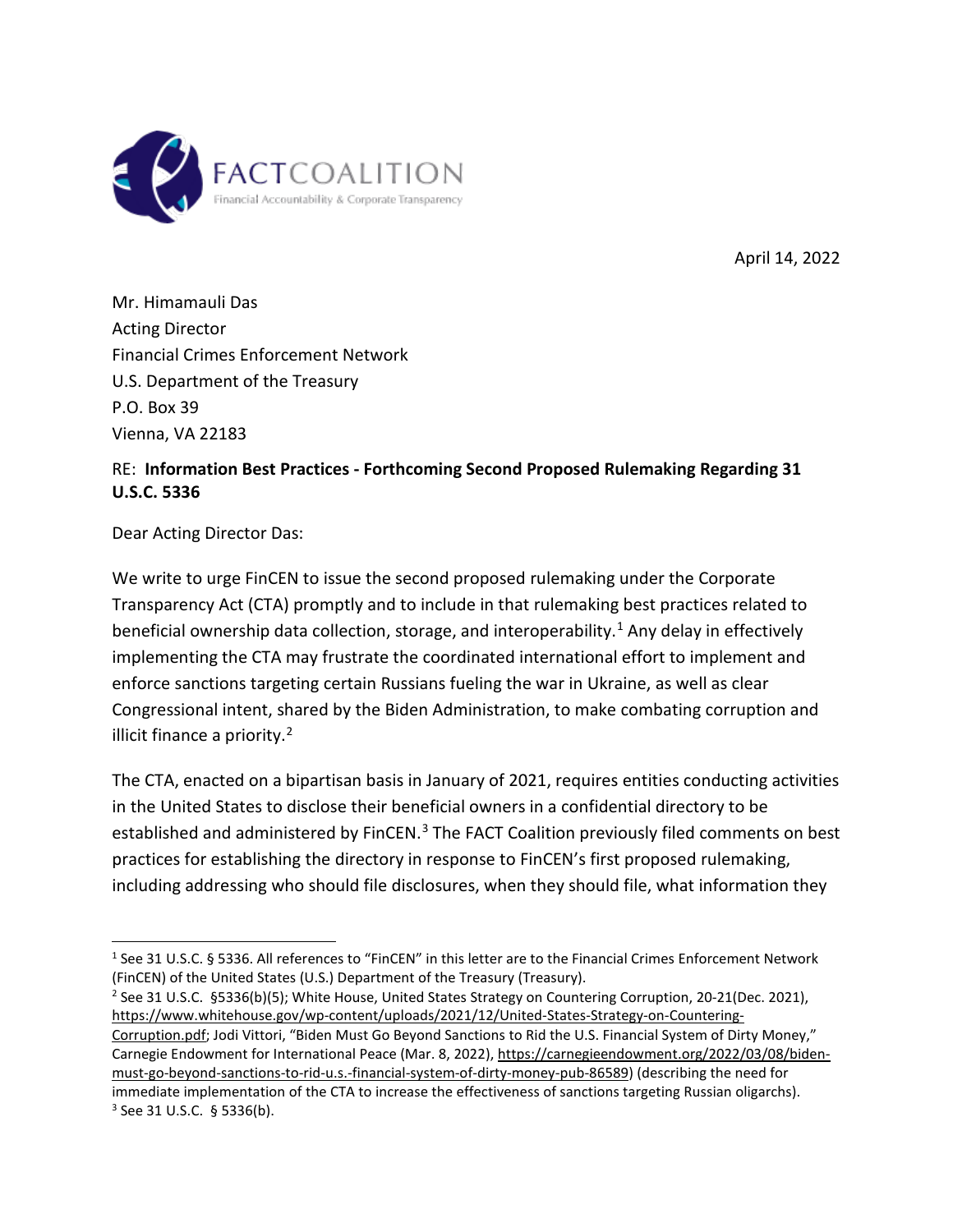FACTCOALITION
Financial Accountability & Corporate Transparency

April 14, 2022

Mr. Himamauli Das
Acting Director
Financial Crimes Enforcement Network
U.S. Department of the Treasury
P.O. Box 39
Vienna, VA 22183

RE: **Information Best Practices - Forthcoming Second Proposed Rulemaking Regarding 31 U.S.C. 5336**

Dear Acting Director Das:

We write to urge FinCEN to issue the second proposed rulemaking under the Corporate Transparency Act (CTA) promptly and to include in that rulemaking best practices related to beneficial ownership data collection, storage, and interoperability.[1] Any delay in effectively implementing the CTA may frustrate the coordinated international effort to implement and enforce sanctions targeting certain Russians fueling the war in Ukraine, as well as clear Congressional intent, shared by the Biden Administration, to make combating corruption and illicit finance a priority.[2]

The CTA, enacted on a bipartisan basis in January of 2021, requires entities conducting activities in the United States to disclose their beneficial owners in a confidential directory to be established and administered by FinCEN.[3] The FACT Coalition previously filed comments on best practices for establishing the directory in response to FinCEN's first proposed rulemaking, including addressing who should file disclosures, when they should file, what information they

---

[1] See 31 U.S.C. § 5336. All references to "FinCEN" in this letter are to the Financial Crimes Enforcement Network (FinCEN) of the United States (U.S.) Department of the Treasury (Treasury).

[2] See 31 U.S.C. §5336(b)(5); White House, United States Strategy on Countering Corruption, 20-21(Dec. 2021), https://www.whitehouse.gov/wp-content/uploads/2021/12/United-States-Strategy-on-Countering-Corruption.pdf; Jodi Vittori, "Biden Must Go Beyond Sanctions to Rid the U.S. Financial System of Dirty Money," Carnegie Endowment for International Peace (Mar. 8, 2022), https://carnegieendowment.org/2022/03/08/biden-must-go-beyond-sanctions-to-rid-u.s.-financial-system-of-dirty-money-pub-86589) (describing the need for immediate implementation of the CTA to increase the effectiveness of sanctions targeting Russian oligarchs).

[3] See 31 U.S.C. § 5336(b).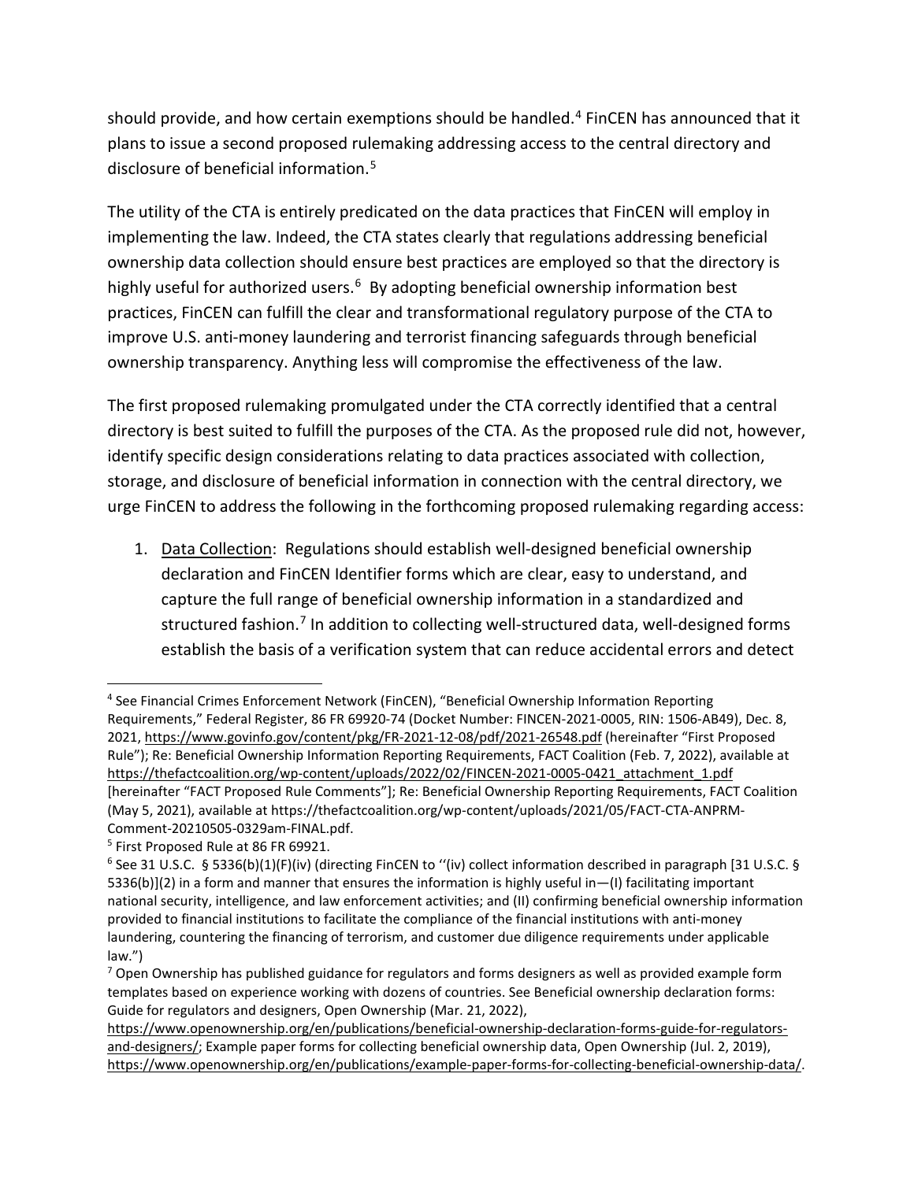should provide, and how certain exemptions should be handled.[4] FinCEN has announced that it plans to issue a second proposed rulemaking addressing access to the central directory and disclosure of beneficial information.[5]

The utility of the CTA is entirely predicated on the data practices that FinCEN will employ in implementing the law. Indeed, the CTA states clearly that regulations addressing beneficial ownership data collection should ensure best practices are employed so that the directory is highly useful for authorized users.[6] By adopting beneficial ownership information best practices, FinCEN can fulfill the clear and transformational regulatory purpose of the CTA to improve U.S. anti-money laundering and terrorist financing safeguards through beneficial ownership transparency. Anything less will compromise the effectiveness of the law.

The first proposed rulemaking promulgated under the CTA correctly identified that a central directory is best suited to fulfill the purposes of the CTA. As the proposed rule did not, however, identify specific design considerations relating to data practices associated with collection, storage, and disclosure of beneficial information in connection with the central directory, we urge FinCEN to address the following in the forthcoming proposed rulemaking regarding access:

1. Data Collection: Regulations should establish well-designed beneficial ownership declaration and FinCEN Identifier forms which are clear, easy to understand, and capture the full range of beneficial ownership information in a standardized and structured fashion.[7] In addition to collecting well-structured data, well-designed forms establish the basis of a verification system that can reduce accidental errors and detect

---

[4] See Financial Crimes Enforcement Network (FinCEN), "Beneficial Ownership Information Reporting Requirements," Federal Register, 86 FR 69920-74 (Docket Number: FINCEN-2021-0005, RIN: 1506-AB49), Dec. 8, 2021, https://www.govinfo.gov/content/pkg/FR-2021-12-08/pdf/2021-26548.pdf (hereinafter "First Proposed Rule"); Re: Beneficial Ownership Information Reporting Requirements, FACT Coalition (Feb. 7, 2022), available at https://thefactcoalition.org/wp-content/uploads/2022/02/FINCEN-2021-0005-0421_attachment_1.pdf [hereinafter "FACT Proposed Rule Comments"]; Re: Beneficial Ownership Reporting Requirements, FACT Coalition (May 5, 2021), available at https://thefactcoalition.org/wp-content/uploads/2021/05/FACT-CTA-ANPRM-Comment-20210505-0329am-FINAL.pdf.

[5] First Proposed Rule at 86 FR 69921.

[6] See 31 U.S.C. § 5336(b)(1)(F)(iv) (directing FinCEN to ''(iv) collect information described in paragraph [31 U.S.C. § 5336(b)](2) in a form and manner that ensures the information is highly useful in—(I) facilitating important national security, intelligence, and law enforcement activities; and (II) confirming beneficial ownership information provided to financial institutions to facilitate the compliance of the financial institutions with anti-money laundering, countering the financing of terrorism, and customer due diligence requirements under applicable law.")

[7] Open Ownership has published guidance for regulators and forms designers as well as provided example form templates based on experience working with dozens of countries. See Beneficial ownership declaration forms: Guide for regulators and designers, Open Ownership (Mar. 21, 2022), https://www.openownership.org/en/publications/beneficial-ownership-declaration-forms-guide-for-regulators-and-designers/; Example paper forms for collecting beneficial ownership data, Open Ownership (Jul. 2, 2019), https://www.openownership.org/en/publications/example-paper-forms-for-collecting-beneficial-ownership-data/.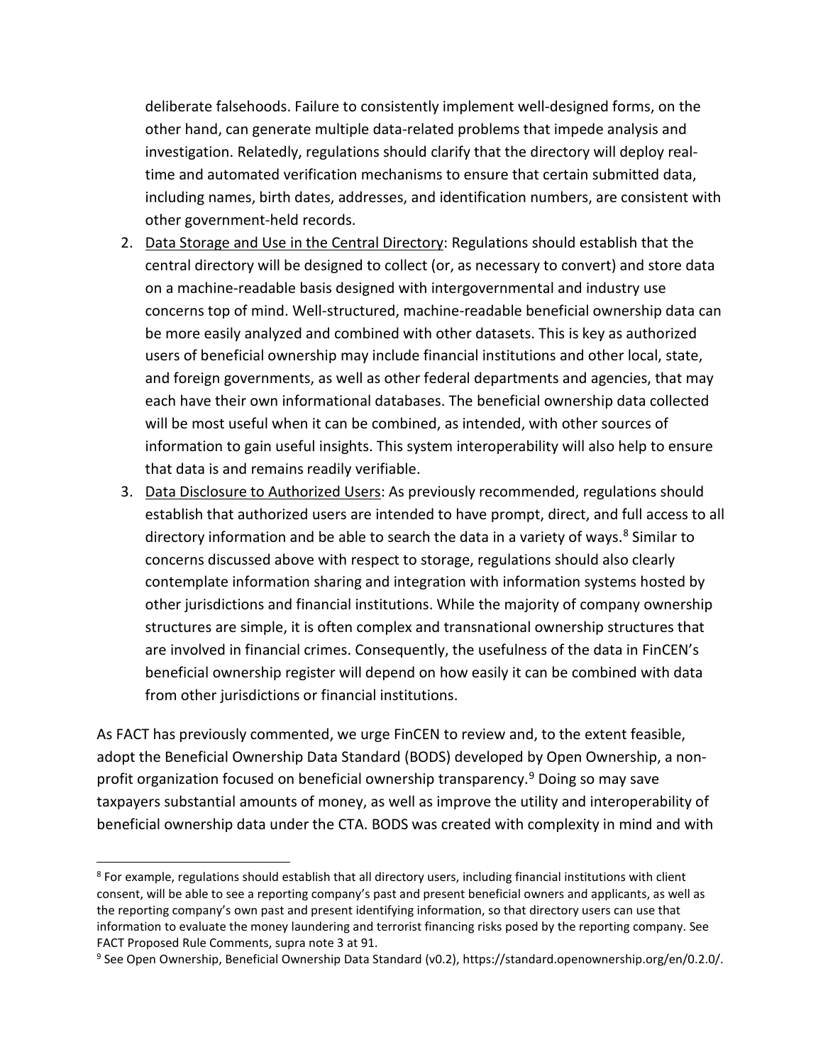deliberate falsehoods. Failure to consistently implement well-designed forms, on the other hand, can generate multiple data-related problems that impede analysis and investigation. Relatedly, regulations should clarify that the directory will deploy real-time and automated verification mechanisms to ensure that certain submitted data, including names, birth dates, addresses, and identification numbers, are consistent with other government-held records.

2. Data Storage and Use in the Central Directory: Regulations should establish that the central directory will be designed to collect (or, as necessary to convert) and store data on a machine-readable basis designed with intergovernmental and industry use concerns top of mind. Well-structured, machine-readable beneficial ownership data can be more easily analyzed and combined with other datasets. This is key as authorized users of beneficial ownership may include financial institutions and other local, state, and foreign governments, as well as other federal departments and agencies, that may each have their own informational databases. The beneficial ownership data collected will be most useful when it can be combined, as intended, with other sources of information to gain useful insights. This system interoperability will also help to ensure that data is and remains readily verifiable.
3. Data Disclosure to Authorized Users: As previously recommended, regulations should establish that authorized users are intended to have prompt, direct, and full access to all directory information and be able to search the data in a variety of ways.[8] Similar to concerns discussed above with respect to storage, regulations should also clearly contemplate information sharing and integration with information systems hosted by other jurisdictions and financial institutions. While the majority of company ownership structures are simple, it is often complex and transnational ownership structures that are involved in financial crimes. Consequently, the usefulness of the data in FinCEN's beneficial ownership register will depend on how easily it can be combined with data from other jurisdictions or financial institutions.

As FACT has previously commented, we urge FinCEN to review and, to the extent feasible, adopt the Beneficial Ownership Data Standard (BODS) developed by Open Ownership, a non-profit organization focused on beneficial ownership transparency.[9] Doing so may save taxpayers substantial amounts of money, as well as improve the utility and interoperability of beneficial ownership data under the CTA. BODS was created with complexity in mind and with

[8] For example, regulations should establish that all directory users, including financial institutions with client consent, will be able to see a reporting company's past and present beneficial owners and applicants, as well as the reporting company's own past and present identifying information, so that directory users can use that information to evaluate the money laundering and terrorist financing risks posed by the reporting company. See FACT Proposed Rule Comments, supra note 3 at 91.

[9] See Open Ownership, Beneficial Ownership Data Standard (v0.2), https://standard.openownership.org/en/0.2.0/.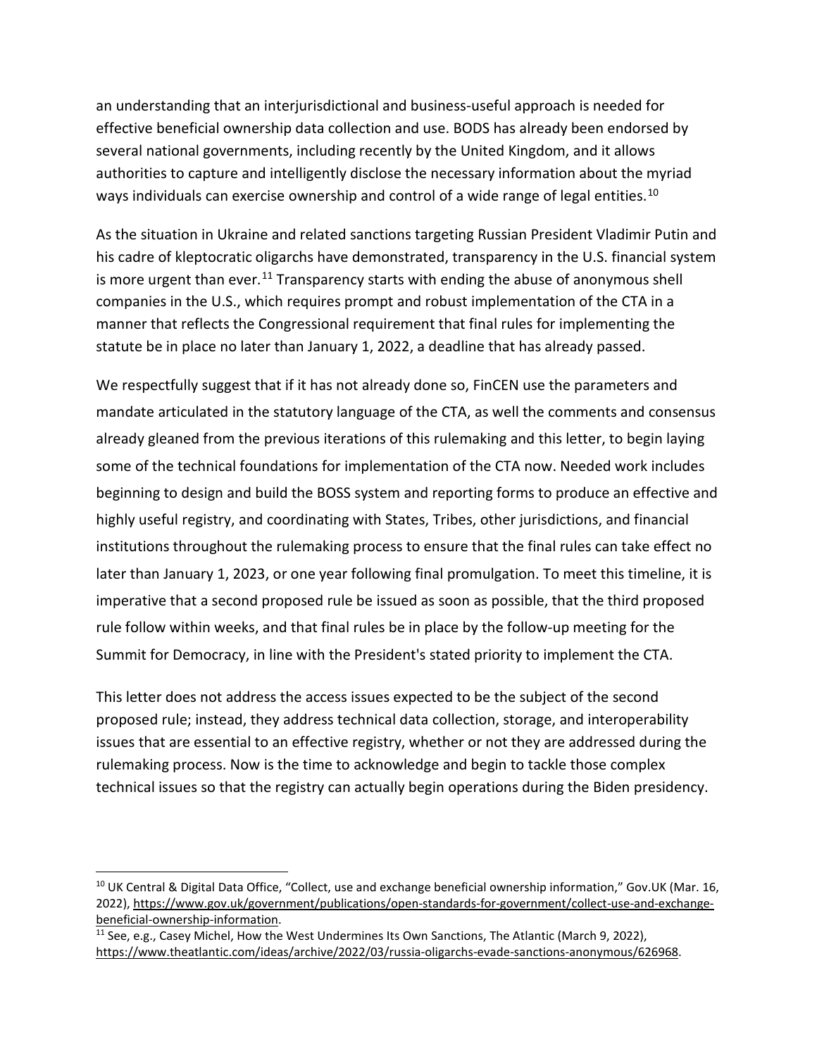an understanding that an interjurisdictional and business-useful approach is needed for effective beneficial ownership data collection and use. BODS has already been endorsed by several national governments, including recently by the United Kingdom, and it allows authorities to capture and intelligently disclose the necessary information about the myriad ways individuals can exercise ownership and control of a wide range of legal entities.[10]

As the situation in Ukraine and related sanctions targeting Russian President Vladimir Putin and his cadre of kleptocratic oligarchs have demonstrated, transparency in the U.S. financial system is more urgent than ever.[11] Transparency starts with ending the abuse of anonymous shell companies in the U.S., which requires prompt and robust implementation of the CTA in a manner that reflects the Congressional requirement that final rules for implementing the statute be in place no later than January 1, 2022, a deadline that has already passed.

We respectfully suggest that if it has not already done so, FinCEN use the parameters and mandate articulated in the statutory language of the CTA, as well the comments and consensus already gleaned from the previous iterations of this rulemaking and this letter, to begin laying some of the technical foundations for implementation of the CTA now. Needed work includes beginning to design and build the BOSS system and reporting forms to produce an effective and highly useful registry, and coordinating with States, Tribes, other jurisdictions, and financial institutions throughout the rulemaking process to ensure that the final rules can take effect no later than January 1, 2023, or one year following final promulgation. To meet this timeline, it is imperative that a second proposed rule be issued as soon as possible, that the third proposed rule follow within weeks, and that final rules be in place by the follow-up meeting for the Summit for Democracy, in line with the President's stated priority to implement the CTA.

This letter does not address the access issues expected to be the subject of the second proposed rule; instead, they address technical data collection, storage, and interoperability issues that are essential to an effective registry, whether or not they are addressed during the rulemaking process. Now is the time to acknowledge and begin to tackle those complex technical issues so that the registry can actually begin operations during the Biden presidency.

---

[10] UK Central & Digital Data Office, "Collect, use and exchange beneficial ownership information," Gov.UK (Mar. 16, 2022), https://www.gov.uk/government/publications/open-standards-for-government/collect-use-and-exchange-beneficial-ownership-information.

[11] See, e.g., Casey Michel, How the West Undermines Its Own Sanctions, The Atlantic (March 9, 2022), https://www.theatlantic.com/ideas/archive/2022/03/russia-oligarchs-evade-sanctions-anonymous/626968.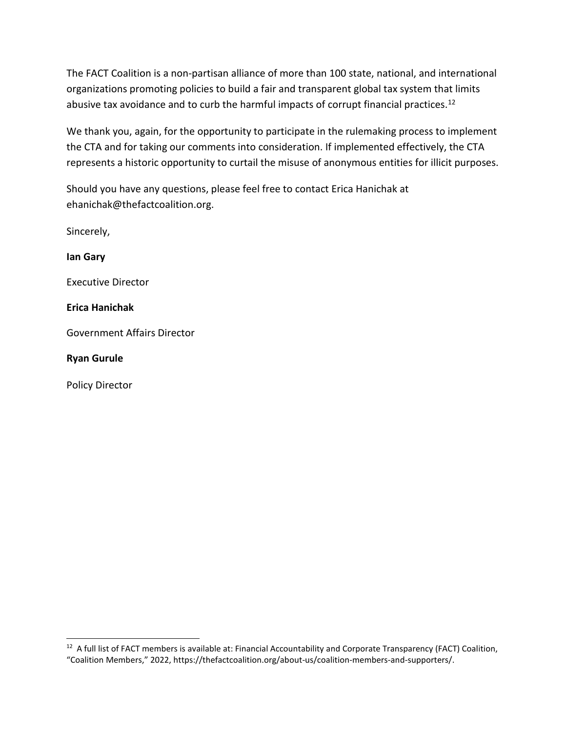The FACT Coalition is a non-partisan alliance of more than 100 state, national, and international organizations promoting policies to build a fair and transparent global tax system that limits abusive tax avoidance and to curb the harmful impacts of corrupt financial practices.[12]

We thank you, again, for the opportunity to participate in the rulemaking process to implement the CTA and for taking our comments into consideration. If implemented effectively, the CTA represents a historic opportunity to curtail the misuse of anonymous entities for illicit purposes.

Should you have any questions, please feel free to contact Erica Hanichak at ehanichak@thefactcoalition.org.

Sincerely,

**Ian Gary**

Executive Director

**Erica Hanichak**

Government Affairs Director

**Ryan Gurule**

Policy Director

---

[12] A full list of FACT members is available at: Financial Accountability and Corporate Transparency (FACT) Coalition, "Coalition Members," 2022, https://thefactcoalition.org/about-us/coalition-members-and-supporters/.